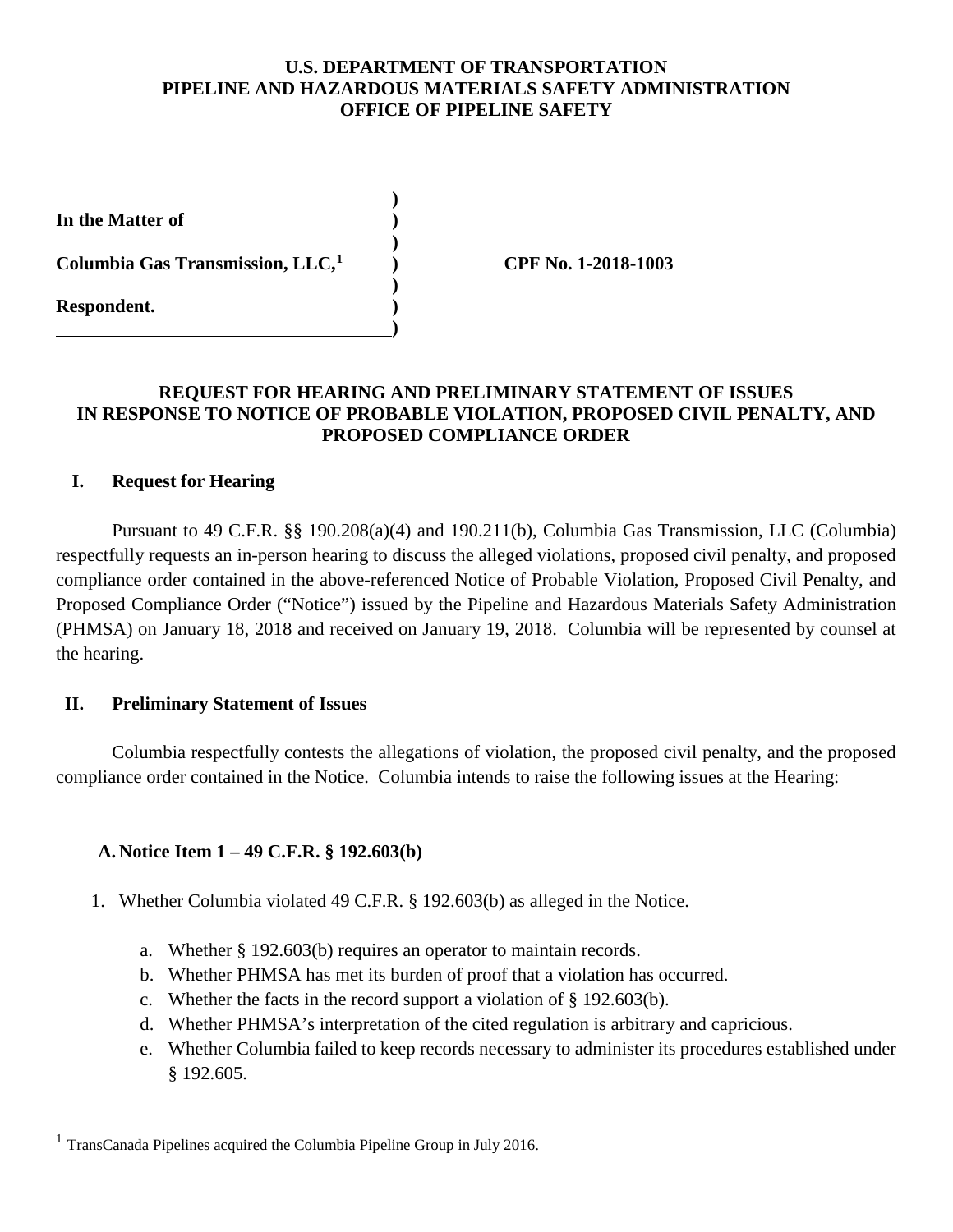**U.S. DEPARTMENT OF TRANSPORTATION**
**PIPELINE AND HAZARDOUS MATERIALS SAFETY ADMINISTRATION**
**OFFICE OF PIPELINE SAFETY**

| | | |
|---|---|---|
| **In the Matter of** | **)** | |
| **Columbia Gas Transmission, LLC,[1]** | **)** | **CPF No. 1-2018-1003** |
| **Respondent.** | **)** | |

**REQUEST FOR HEARING AND PRELIMINARY STATEMENT OF ISSUES IN RESPONSE TO NOTICE OF PROBABLE VIOLATION, PROPOSED CIVIL PENALTY, AND PROPOSED COMPLIANCE ORDER**

## I. Request for Hearing

Pursuant to 49 C.F.R. §§ 190.208(a)(4) and 190.211(b), Columbia Gas Transmission, LLC (Columbia) respectfully requests an in-person hearing to discuss the alleged violations, proposed civil penalty, and proposed compliance order contained in the above-referenced Notice of Probable Violation, Proposed Civil Penalty, and Proposed Compliance Order ("Notice") issued by the Pipeline and Hazardous Materials Safety Administration (PHMSA) on January 18, 2018 and received on January 19, 2018. Columbia will be represented by counsel at the hearing.

## II. Preliminary Statement of Issues

Columbia respectfully contests the allegations of violation, the proposed civil penalty, and the proposed compliance order contained in the Notice. Columbia intends to raise the following issues at the Hearing:

### A. Notice Item 1 – 49 C.F.R. § 192.603(b)

1. Whether Columbia violated 49 C.F.R. § 192.603(b) as alleged in the Notice.
    a. Whether § 192.603(b) requires an operator to maintain records.
    b. Whether PHMSA has met its burden of proof that a violation has occurred.
    c. Whether the facts in the record support a violation of § 192.603(b).
    d. Whether PHMSA's interpretation of the cited regulation is arbitrary and capricious.
    e. Whether Columbia failed to keep records necessary to administer its procedures established under § 192.605.

[1] TransCanada Pipelines acquired the Columbia Pipeline Group in July 2016.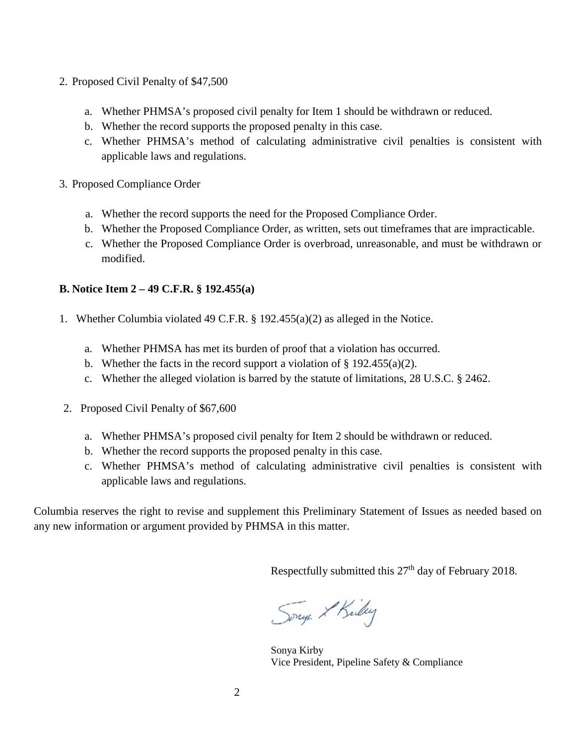2. Proposed Civil Penalty of $47,500

   a. Whether PHMSA's proposed civil penalty for Item 1 should be withdrawn or reduced.
   b. Whether the record supports the proposed penalty in this case.
   c. Whether PHMSA's method of calculating administrative civil penalties is consistent with applicable laws and regulations.

3. Proposed Compliance Order

   a. Whether the record supports the need for the Proposed Compliance Order.
   b. Whether the Proposed Compliance Order, as written, sets out timeframes that are impracticable.
   c. Whether the Proposed Compliance Order is overbroad, unreasonable, and must be withdrawn or modified.

**B. Notice Item 2 – 49 C.F.R. § 192.455(a)**

1. Whether Columbia violated 49 C.F.R. § 192.455(a)(2) as alleged in the Notice.

   a. Whether PHMSA has met its burden of proof that a violation has occurred.
   b. Whether the facts in the record support a violation of § 192.455(a)(2).
   c. Whether the alleged violation is barred by the statute of limitations, 28 U.S.C. § 2462.

2. Proposed Civil Penalty of $67,600

   a. Whether PHMSA's proposed civil penalty for Item 2 should be withdrawn or reduced.
   b. Whether the record supports the proposed penalty in this case.
   c. Whether PHMSA's method of calculating administrative civil penalties is consistent with applicable laws and regulations.

Columbia reserves the right to revise and supplement this Preliminary Statement of Issues as needed based on any new information or argument provided by PHMSA in this matter.

Respectfully submitted this 27th day of February 2018.

Sonya Kirby
Vice President, Pipeline Safety & Compliance